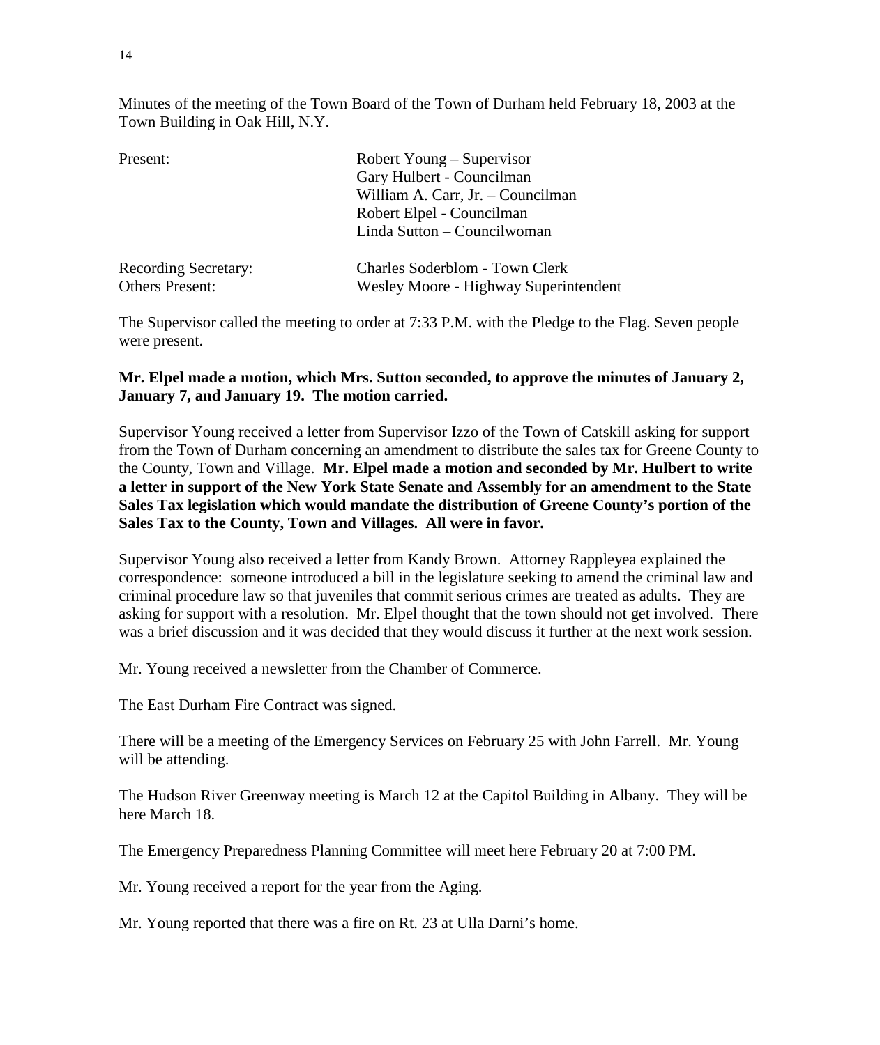Minutes of the meeting of the Town Board of the Town of Durham held February 18, 2003 at the Town Building in Oak Hill, N.Y.

| | |
|---|---|
| Present: | Robert Young – Supervisor |
| | Gary Hulbert - Councilman |
| | William A. Carr, Jr. – Councilman |
| | Robert Elpel - Councilman |
| | Linda Sutton – Councilwoman |
| Recording Secretary: | Charles Soderblom - Town Clerk |
| Others Present: | Wesley Moore - Highway Superintendent |

The Supervisor called the meeting to order at 7:33 P.M. with the Pledge to the Flag. Seven people were present.

**Mr. Elpel made a motion, which Mrs. Sutton seconded, to approve the minutes of January 2, January 7, and January 19. The motion carried.**

Supervisor Young received a letter from Supervisor Izzo of the Town of Catskill asking for support from the Town of Durham concerning an amendment to distribute the sales tax for Greene County to the County, Town and Village. **Mr. Elpel made a motion and seconded by Mr. Hulbert to write a letter in support of the New York State Senate and Assembly for an amendment to the State Sales Tax legislation which would mandate the distribution of Greene County's portion of the Sales Tax to the County, Town and Villages. All were in favor.**

Supervisor Young also received a letter from Kandy Brown. Attorney Rappleyea explained the correspondence: someone introduced a bill in the legislature seeking to amend the criminal law and criminal procedure law so that juveniles that commit serious crimes are treated as adults. They are asking for support with a resolution. Mr. Elpel thought that the town should not get involved. There was a brief discussion and it was decided that they would discuss it further at the next work session.

Mr. Young received a newsletter from the Chamber of Commerce.

The East Durham Fire Contract was signed.

There will be a meeting of the Emergency Services on February 25 with John Farrell. Mr. Young will be attending.

The Hudson River Greenway meeting is March 12 at the Capitol Building in Albany. They will be here March 18.

The Emergency Preparedness Planning Committee will meet here February 20 at 7:00 PM.

Mr. Young received a report for the year from the Aging.

Mr. Young reported that there was a fire on Rt. 23 at Ulla Darni's home.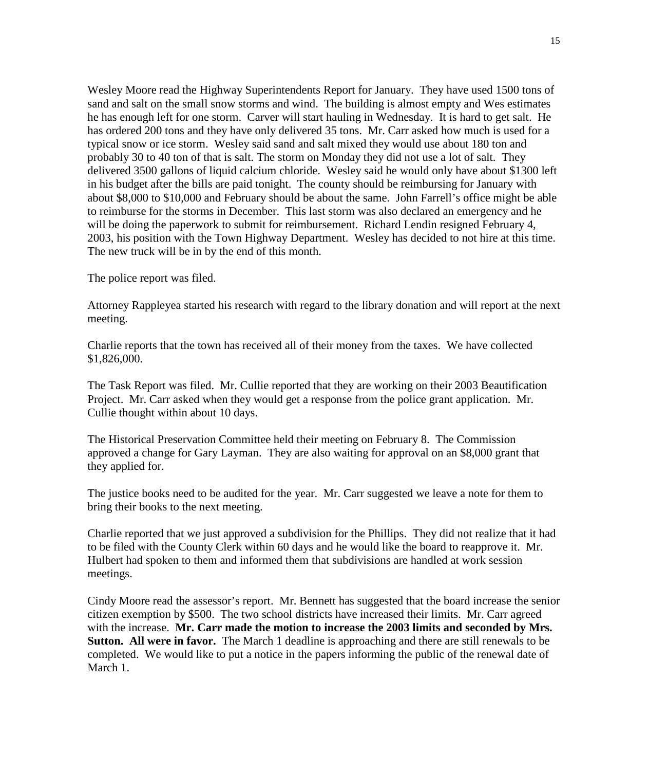Wesley Moore read the Highway Superintendents Report for January. They have used 1500 tons of sand and salt on the small snow storms and wind. The building is almost empty and Wes estimates he has enough left for one storm. Carver will start hauling in Wednesday. It is hard to get salt. He has ordered 200 tons and they have only delivered 35 tons. Mr. Carr asked how much is used for a typical snow or ice storm. Wesley said sand and salt mixed they would use about 180 ton and probably 30 to 40 ton of that is salt. The storm on Monday they did not use a lot of salt. They delivered 3500 gallons of liquid calcium chloride. Wesley said he would only have about $1300 left in his budget after the bills are paid tonight. The county should be reimbursing for January with about $8,000 to $10,000 and February should be about the same. John Farrell's office might be able to reimburse for the storms in December. This last storm was also declared an emergency and he will be doing the paperwork to submit for reimbursement. Richard Lendin resigned February 4, 2003, his position with the Town Highway Department. Wesley has decided to not hire at this time. The new truck will be in by the end of this month.

The police report was filed.

Attorney Rappleyea started his research with regard to the library donation and will report at the next meeting.

Charlie reports that the town has received all of their money from the taxes. We have collected $1,826,000.

The Task Report was filed. Mr. Cullie reported that they are working on their 2003 Beautification Project. Mr. Carr asked when they would get a response from the police grant application. Mr. Cullie thought within about 10 days.

The Historical Preservation Committee held their meeting on February 8. The Commission approved a change for Gary Layman. They are also waiting for approval on an $8,000 grant that they applied for.

The justice books need to be audited for the year. Mr. Carr suggested we leave a note for them to bring their books to the next meeting.

Charlie reported that we just approved a subdivision for the Phillips. They did not realize that it had to be filed with the County Clerk within 60 days and he would like the board to reapprove it. Mr. Hulbert had spoken to them and informed them that subdivisions are handled at work session meetings.

Cindy Moore read the assessor's report. Mr. Bennett has suggested that the board increase the senior citizen exemption by $500. The two school districts have increased their limits. Mr. Carr agreed with the increase. **Mr. Carr made the motion to increase the 2003 limits and seconded by Mrs. Sutton. All were in favor.** The March 1 deadline is approaching and there are still renewals to be completed. We would like to put a notice in the papers informing the public of the renewal date of March 1.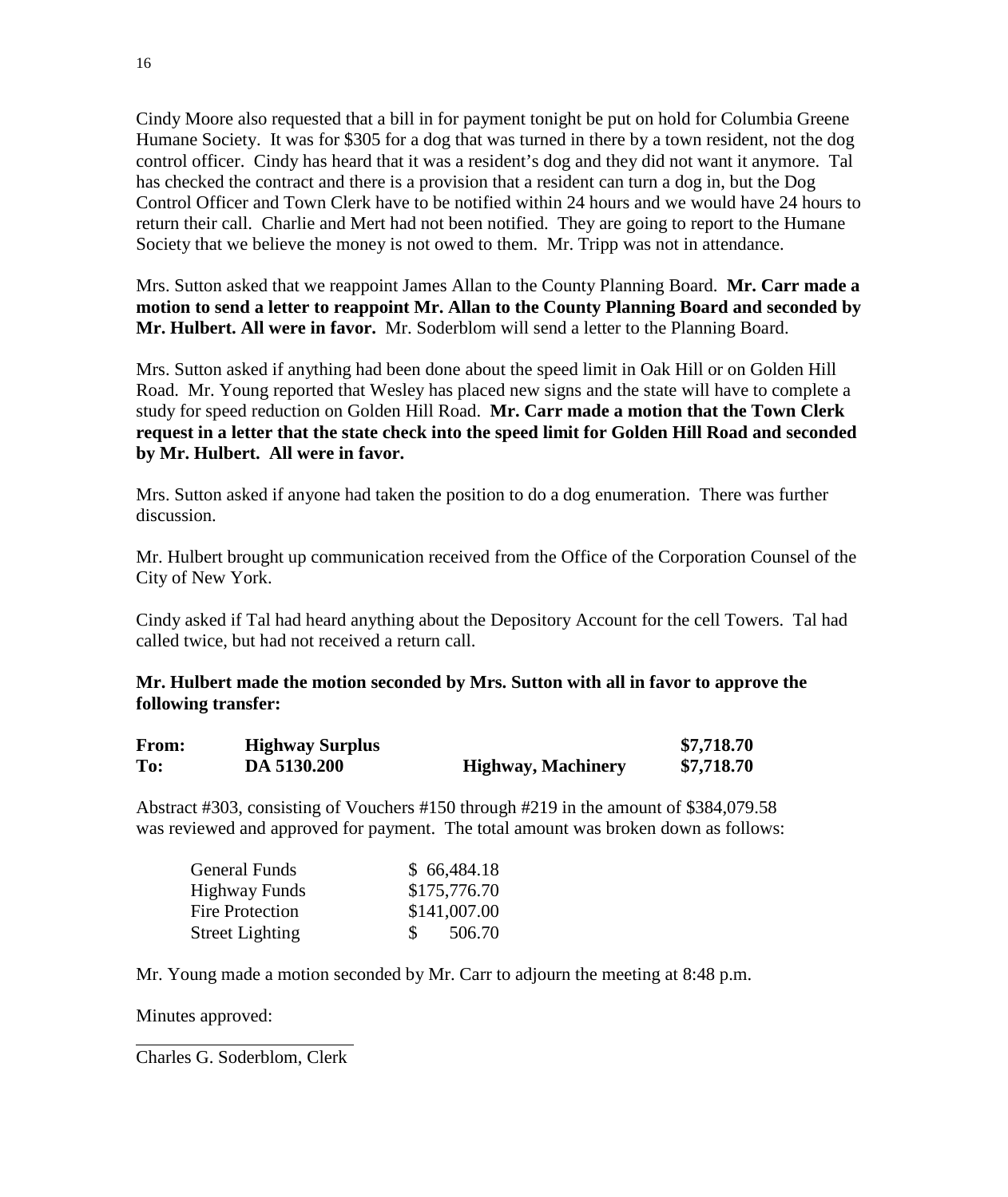Cindy Moore also requested that a bill in for payment tonight be put on hold for Columbia Greene Humane Society. It was for $305 for a dog that was turned in there by a town resident, not the dog control officer. Cindy has heard that it was a resident's dog and they did not want it anymore. Tal has checked the contract and there is a provision that a resident can turn a dog in, but the Dog Control Officer and Town Clerk have to be notified within 24 hours and we would have 24 hours to return their call. Charlie and Mert had not been notified. They are going to report to the Humane Society that we believe the money is not owed to them. Mr. Tripp was not in attendance.

Mrs. Sutton asked that we reappoint James Allan to the County Planning Board. **Mr. Carr made a motion to send a letter to reappoint Mr. Allan to the County Planning Board and seconded by Mr. Hulbert. All were in favor.** Mr. Soderblom will send a letter to the Planning Board.

Mrs. Sutton asked if anything had been done about the speed limit in Oak Hill or on Golden Hill Road. Mr. Young reported that Wesley has placed new signs and the state will have to complete a study for speed reduction on Golden Hill Road. **Mr. Carr made a motion that the Town Clerk request in a letter that the state check into the speed limit for Golden Hill Road and seconded by Mr. Hulbert. All were in favor.**

Mrs. Sutton asked if anyone had taken the position to do a dog enumeration. There was further discussion.

Mr. Hulbert brought up communication received from the Office of the Corporation Counsel of the City of New York.

Cindy asked if Tal had heard anything about the Depository Account for the cell Towers. Tal had called twice, but had not received a return call.

**Mr. Hulbert made the motion seconded by Mrs. Sutton with all in favor to approve the following transfer:**

| | | | |
|---|---|---|---|
| **From:** | **Highway Surplus** | | **$7,718.70** |
| **To:** | **DA 5130.200** | **Highway, Machinery** | **$7,718.70** |

Abstract #303, consisting of Vouchers #150 through #219 in the amount of $384,079.58 was reviewed and approved for payment. The total amount was broken down as follows:

| | |
|---|---|
| General Funds | $ 66,484.18 |
| Highway Funds | $175,776.70 |
| Fire Protection | $141,007.00 |
| Street Lighting | $ 506.70 |

Mr. Young made a motion seconded by Mr. Carr to adjourn the meeting at 8:48 p.m.

Minutes approved:

\_\_\_\_\_\_\_\_\_\_\_\_\_\_\_\_\_\_\_\_\_\_\_\_\_\_\_

Charles G. Soderblom, Clerk